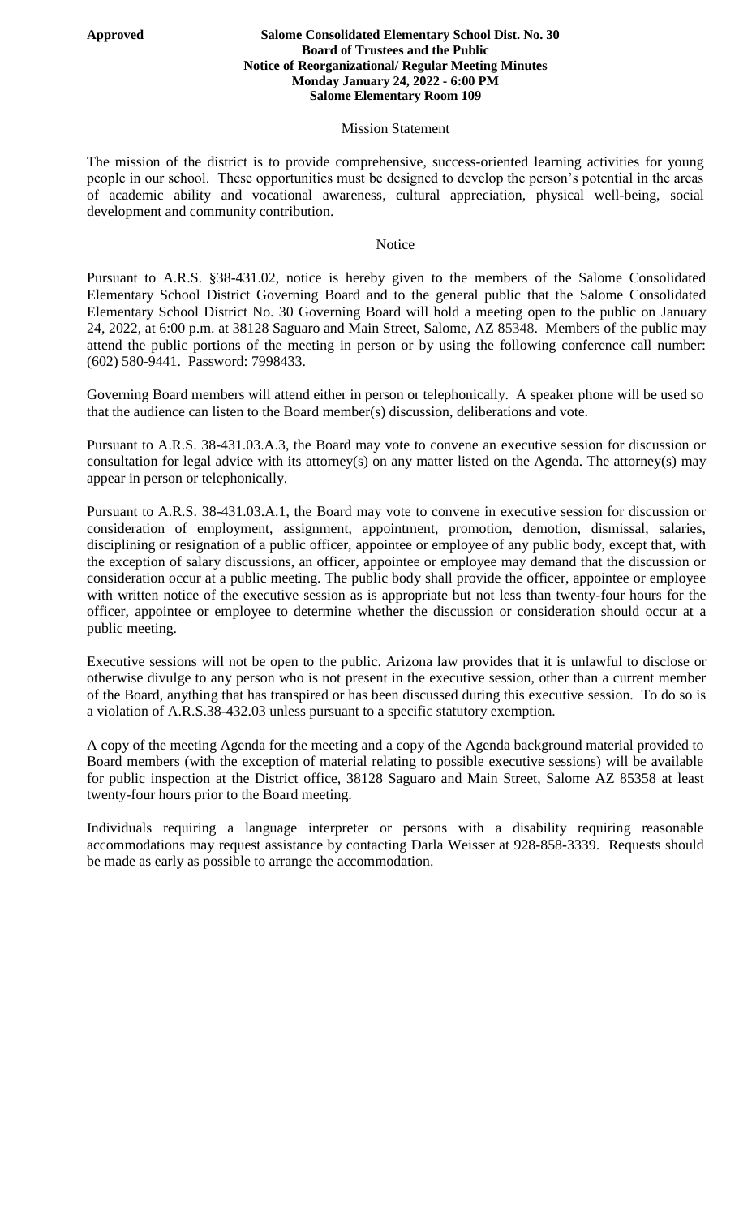**Approved**

**Salome Consolidated Elementary School Dist. No. 30**
**Board of Trustees and the Public**
**Notice of Reorganizational/ Regular Meeting Minutes**
**Monday January 24, 2022 - 6:00 PM**
**Salome Elementary Room 109**

## Mission Statement

The mission of the district is to provide comprehensive, success-oriented learning activities for young people in our school. These opportunities must be designed to develop the person's potential in the areas of academic ability and vocational awareness, cultural appreciation, physical well-being, social development and community contribution.

## Notice

Pursuant to A.R.S. §38-431.02, notice is hereby given to the members of the Salome Consolidated Elementary School District Governing Board and to the general public that the Salome Consolidated Elementary School District No. 30 Governing Board will hold a meeting open to the public on January 24, 2022, at 6:00 p.m. at 38128 Saguaro and Main Street, Salome, AZ 85348. Members of the public may attend the public portions of the meeting in person or by using the following conference call number: (602) 580-9441. Password: 7998433.

Governing Board members will attend either in person or telephonically. A speaker phone will be used so that the audience can listen to the Board member(s) discussion, deliberations and vote.

Pursuant to A.R.S. 38-431.03.A.3, the Board may vote to convene an executive session for discussion or consultation for legal advice with its attorney(s) on any matter listed on the Agenda. The attorney(s) may appear in person or telephonically.

Pursuant to A.R.S. 38-431.03.A.1, the Board may vote to convene in executive session for discussion or consideration of employment, assignment, appointment, promotion, demotion, dismissal, salaries, disciplining or resignation of a public officer, appointee or employee of any public body, except that, with the exception of salary discussions, an officer, appointee or employee may demand that the discussion or consideration occur at a public meeting. The public body shall provide the officer, appointee or employee with written notice of the executive session as is appropriate but not less than twenty-four hours for the officer, appointee or employee to determine whether the discussion or consideration should occur at a public meeting.

Executive sessions will not be open to the public. Arizona law provides that it is unlawful to disclose or otherwise divulge to any person who is not present in the executive session, other than a current member of the Board, anything that has transpired or has been discussed during this executive session. To do so is a violation of A.R.S.38-432.03 unless pursuant to a specific statutory exemption.

A copy of the meeting Agenda for the meeting and a copy of the Agenda background material provided to Board members (with the exception of material relating to possible executive sessions) will be available for public inspection at the District office, 38128 Saguaro and Main Street, Salome AZ 85358 at least twenty-four hours prior to the Board meeting.

Individuals requiring a language interpreter or persons with a disability requiring reasonable accommodations may request assistance by contacting Darla Weisser at 928-858-3339. Requests should be made as early as possible to arrange the accommodation.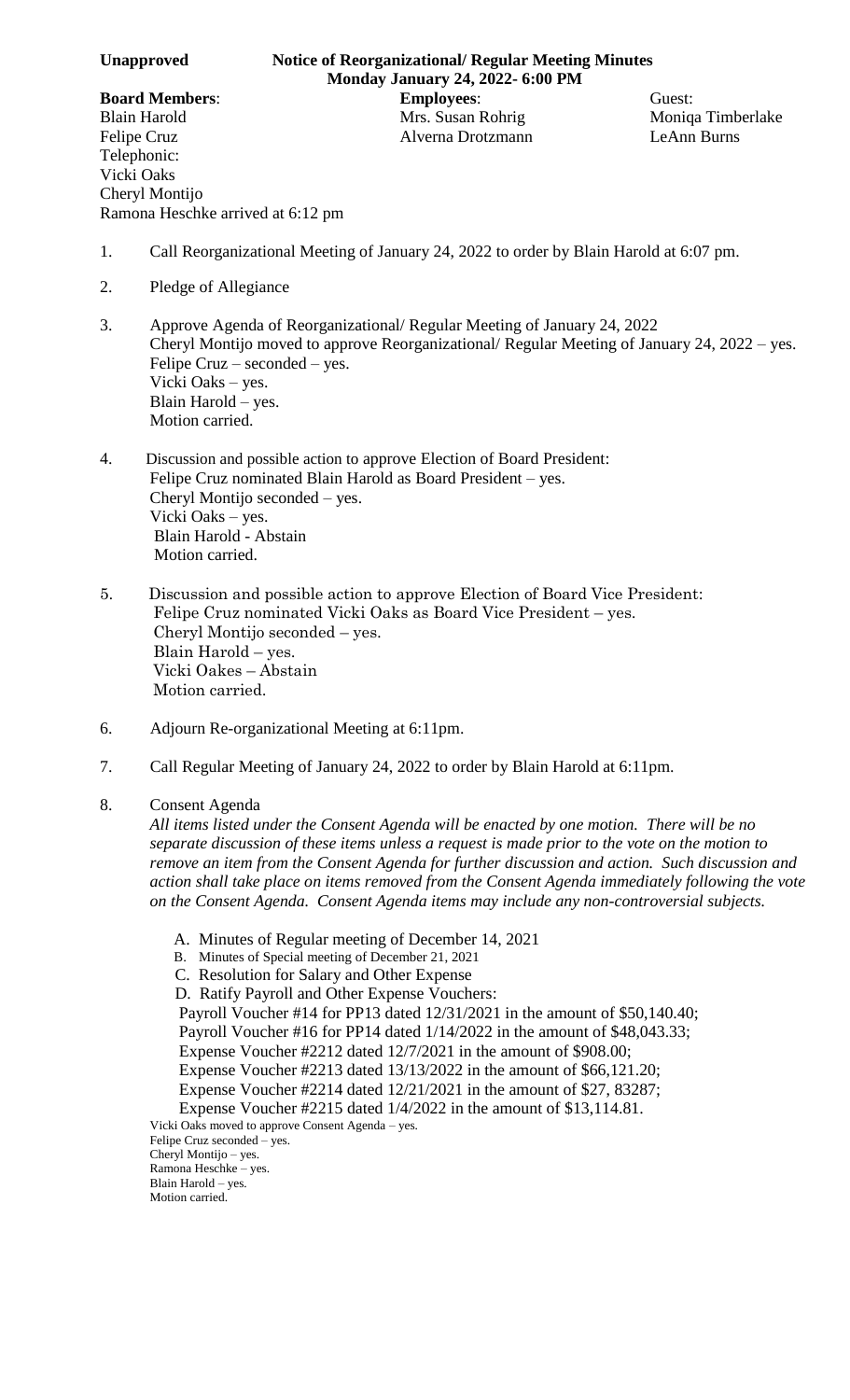**Unapproved** **Notice of Reorganizational/ Regular Meeting Minutes**
**Monday January 24, 2022- 6:00 PM**

| **Board Members**: | **Employees**: | Guest: |
|---|---|---|
| Blain Harold | Mrs. Susan Rohrig | Moniqa Timberlake |
| Felipe Cruz | Alverna Drotzmann | LeAnn Burns |

Telephonic:
Vicki Oaks
Cheryl Montijo
Ramona Heschke arrived at 6:12 pm

1. Call Reorganizational Meeting of January 24, 2022 to order by Blain Harold at 6:07 pm.

2. Pledge of Allegiance

3. Approve Agenda of Reorganizational/ Regular Meeting of January 24, 2022
   Cheryl Montijo moved to approve Reorganizational/ Regular Meeting of January 24, 2022 – yes.
   Felipe Cruz – seconded – yes.
   Vicki Oaks – yes.
   Blain Harold – yes.
   Motion carried.

4. Discussion and possible action to approve Election of Board President:
   Felipe Cruz nominated Blain Harold as Board President – yes.
   Cheryl Montijo seconded – yes.
   Vicki Oaks – yes.
   Blain Harold - Abstain
   Motion carried.

5. Discussion and possible action to approve Election of Board Vice President:
   Felipe Cruz nominated Vicki Oaks as Board Vice President – yes.
   Cheryl Montijo seconded – yes.
   Blain Harold – yes.
   Vicki Oakes – Abstain
   Motion carried.

6. Adjourn Re-organizational Meeting at 6:11pm.

7. Call Regular Meeting of January 24, 2022 to order by Blain Harold at 6:11pm.

8. Consent Agenda
   *All items listed under the Consent Agenda will be enacted by one motion. There will be no separate discussion of these items unless a request is made prior to the vote on the motion to remove an item from the Consent Agenda for further discussion and action. Such discussion and action shall take place on items removed from the Consent Agenda immediately following the vote on the Consent Agenda. Consent Agenda items may include any non-controversial subjects.*

   A. Minutes of Regular meeting of December 14, 2021
   B. Minutes of Special meeting of December 21, 2021
   C. Resolution for Salary and Other Expense
   D. Ratify Payroll and Other Expense Vouchers:
      Payroll Voucher #14 for PP13 dated 12/31/2021 in the amount of $50,140.40;
      Payroll Voucher #16 for PP14 dated 1/14/2022 in the amount of $48,043.33;
      Expense Voucher #2212 dated 12/7/2021 in the amount of $908.00;
      Expense Voucher #2213 dated 13/13/2022 in the amount of $66,121.20;
      Expense Voucher #2214 dated 12/21/2021 in the amount of $27, 83287;
      Expense Voucher #2215 dated 1/4/2022 in the amount of $13,114.81.

   Vicki Oaks moved to approve Consent Agenda – yes.
   Felipe Cruz seconded – yes.
   Cheryl Montijo – yes.
   Ramona Heschke – yes.
   Blain Harold – yes.
   Motion carried.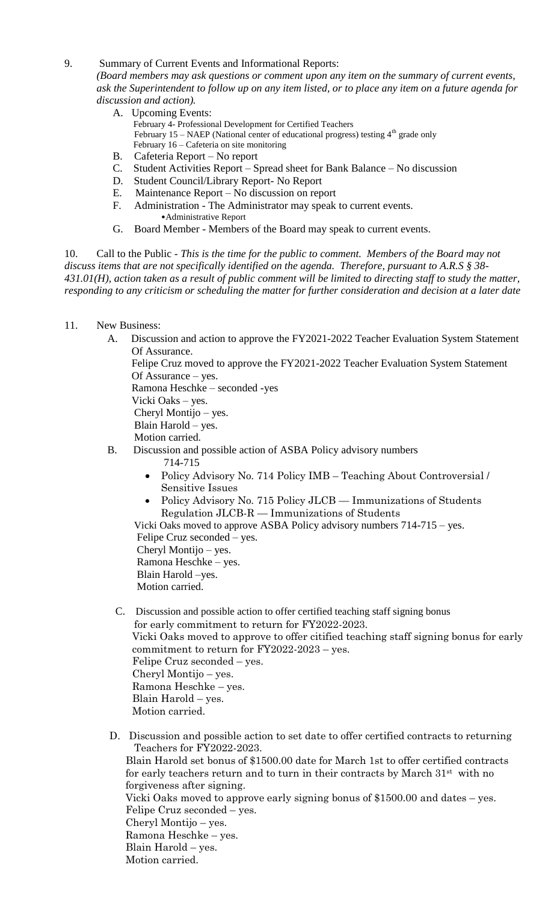9. Summary of Current Events and Informational Reports:
   *(Board members may ask questions or comment upon any item on the summary of current events, ask the Superintendent to follow up on any item listed, or to place any item on a future agenda for discussion and action).*

   A. Upcoming Events:
      February 4- Professional Development for Certified Teachers
      February 15 – NAEP (National center of educational progress) testing 4th grade only
      February 16 – Cafeteria on site monitoring
   B. Cafeteria Report – No report
   C. Student Activities Report – Spread sheet for Bank Balance – No discussion
   D. Student Council/Library Report- No Report
   E. Maintenance Report – No discussion on report
   F. Administration - The Administrator may speak to current events.
      - Administrative Report
   G. Board Member - Members of the Board may speak to current events.

10. Call to the Public - *This is the time for the public to comment. Members of the Board may not discuss items that are not specifically identified on the agenda. Therefore, pursuant to A.R.S § 38-431.01(H), action taken as a result of public comment will be limited to directing staff to study the matter, responding to any criticism or scheduling the matter for further consideration and decision at a later date*

11. New Business:

    A. Discussion and action to approve the FY2021-2022 Teacher Evaluation System Statement Of Assurance.
       Felipe Cruz moved to approve the FY2021-2022 Teacher Evaluation System Statement Of Assurance – yes.
       Ramona Heschke – seconded -yes
       Vicki Oaks – yes.
       Cheryl Montijo – yes.
       Blain Harold – yes.
       Motion carried.

    B. Discussion and possible action of ASBA Policy advisory numbers
       714-715
       - Policy Advisory No. 714 Policy IMB – Teaching About Controversial / Sensitive Issues
       - Policy Advisory No. 715 Policy JLCB — Immunizations of Students Regulation JLCB-R — Immunizations of Students

       Vicki Oaks moved to approve ASBA Policy advisory numbers 714-715 – yes.
       Felipe Cruz seconded – yes.
       Cheryl Montijo – yes.
       Ramona Heschke – yes.
       Blain Harold –yes.
       Motion carried.

    C. Discussion and possible action to offer certified teaching staff signing bonus for early commitment to return for FY2022-2023.
       Vicki Oaks moved to approve to offer citified teaching staff signing bonus for early commitment to return for FY2022-2023 – yes.
       Felipe Cruz seconded – yes.
       Cheryl Montijo – yes.
       Ramona Heschke – yes.
       Blain Harold – yes.
       Motion carried.

    D. Discussion and possible action to set date to offer certified contracts to returning Teachers for FY2022-2023.
       Blain Harold set bonus of $1500.00 date for March 1st to offer certified contracts for early teachers return and to turn in their contracts by March 31st with no forgiveness after signing.
       Vicki Oaks moved to approve early signing bonus of $1500.00 and dates – yes.
       Felipe Cruz seconded – yes.
       Cheryl Montijo – yes.
       Ramona Heschke – yes.
       Blain Harold – yes.
       Motion carried.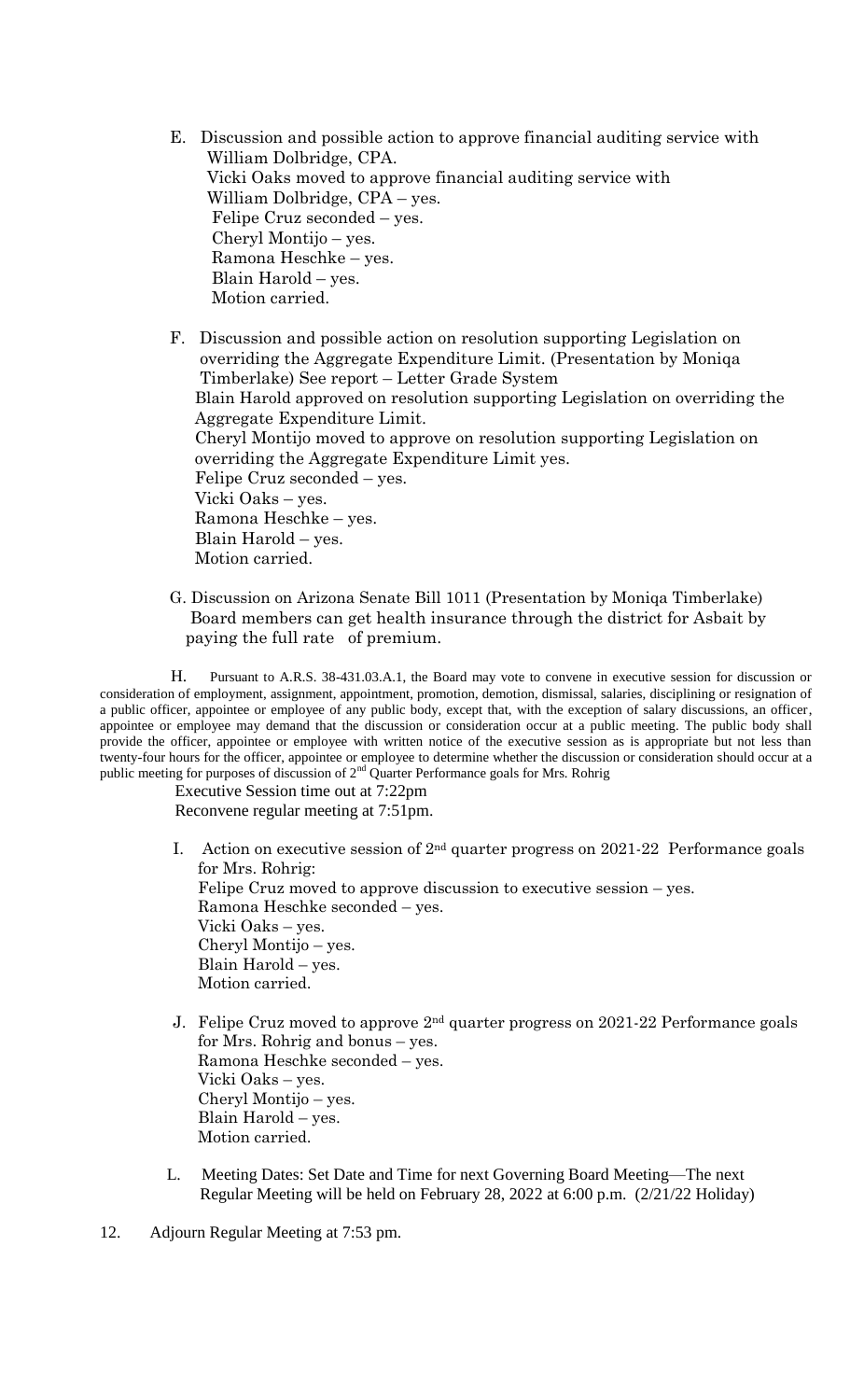E. Discussion and possible action to approve financial auditing service with William Dolbridge, CPA.
   Vicki Oaks moved to approve financial auditing service with William Dolbridge, CPA – yes.
   Felipe Cruz seconded – yes.
   Cheryl Montijo – yes.
   Ramona Heschke – yes.
   Blain Harold – yes.
   Motion carried.

F. Discussion and possible action on resolution supporting Legislation on overriding the Aggregate Expenditure Limit. (Presentation by Moniqa Timberlake) See report – Letter Grade System
   Blain Harold approved on resolution supporting Legislation on overriding the Aggregate Expenditure Limit.
   Cheryl Montijo moved to approve on resolution supporting Legislation on overriding the Aggregate Expenditure Limit yes.
   Felipe Cruz seconded – yes.
   Vicki Oaks – yes.
   Ramona Heschke – yes.
   Blain Harold – yes.
   Motion carried.

G. Discussion on Arizona Senate Bill 1011 (Presentation by Moniqa Timberlake)
   Board members can get health insurance through the district for Asbait by paying the full rate of premium.

H. Pursuant to A.R.S. 38-431.03.A.1, the Board may vote to convene in executive session for discussion or consideration of employment, assignment, appointment, promotion, demotion, dismissal, salaries, disciplining or resignation of a public officer, appointee or employee of any public body, except that, with the exception of salary discussions, an officer, appointee or employee may demand that the discussion or consideration occur at a public meeting. The public body shall provide the officer, appointee or employee with written notice of the executive session as is appropriate but not less than twenty-four hours for the officer, appointee or employee to determine whether the discussion or consideration should occur at a public meeting for purposes of discussion of 2nd Quarter Performance goals for Mrs. Rohrig
   Executive Session time out at 7:22pm
   Reconvene regular meeting at 7:51pm.

I. Action on executive session of 2nd quarter progress on 2021-22 Performance goals for Mrs. Rohrig:
   Felipe Cruz moved to approve discussion to executive session – yes.
   Ramona Heschke seconded – yes.
   Vicki Oaks – yes.
   Cheryl Montijo – yes.
   Blain Harold – yes.
   Motion carried.

J. Felipe Cruz moved to approve 2nd quarter progress on 2021-22 Performance goals for Mrs. Rohrig and bonus – yes.
   Ramona Heschke seconded – yes.
   Vicki Oaks – yes.
   Cheryl Montijo – yes.
   Blain Harold – yes.
   Motion carried.

L. Meeting Dates: Set Date and Time for next Governing Board Meeting—The next Regular Meeting will be held on February 28, 2022 at 6:00 p.m. (2/21/22 Holiday)

12. Adjourn Regular Meeting at 7:53 pm.